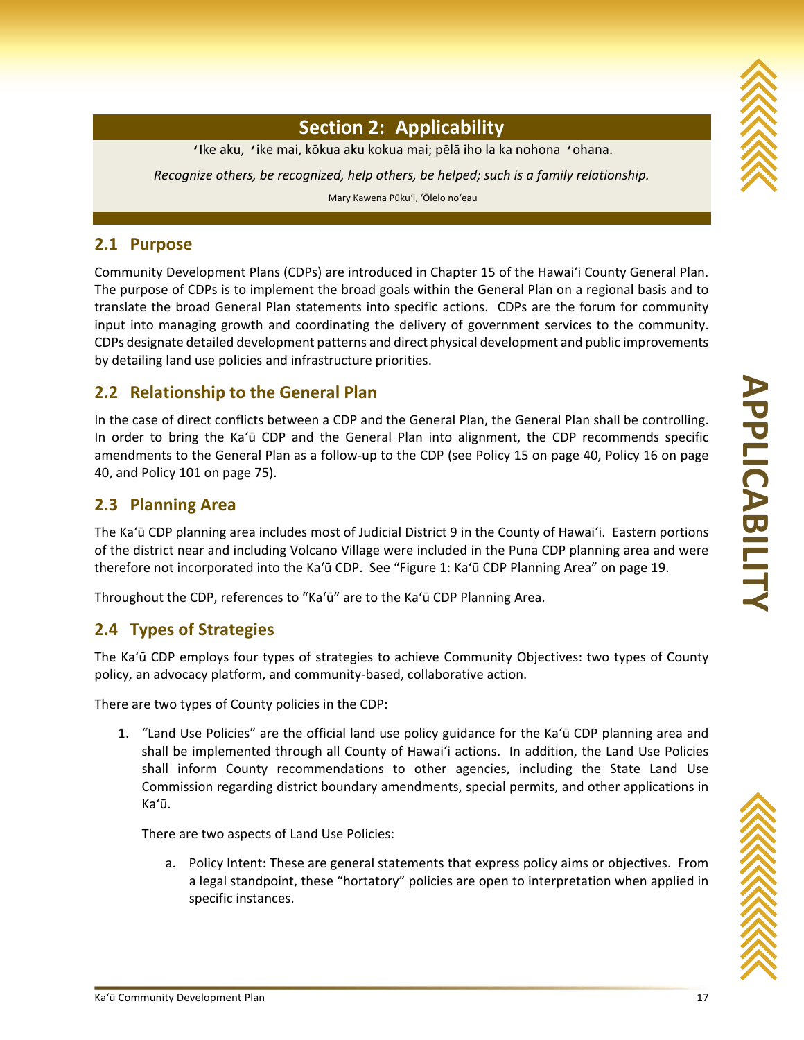# Section 2: Applicability

ʻIke aku, ʻike mai, kōkua aku kokua mai; pēlā iho la ka nohona ʻohana.

*Recognize others, be recognized, help others, be helped; such is a family relationship.*

Mary Kawena Pūkuʻi, ʻŌlelo noʻeau

## 2.1 Purpose

Community Development Plans (CDPs) are introduced in Chapter 15 of the Hawaiʻi County General Plan. The purpose of CDPs is to implement the broad goals within the General Plan on a regional basis and to translate the broad General Plan statements into specific actions. CDPs are the forum for community input into managing growth and coordinating the delivery of government services to the community. CDPs designate detailed development patterns and direct physical development and public improvements by detailing land use policies and infrastructure priorities.

## 2.2 Relationship to the General Plan

In the case of direct conflicts between a CDP and the General Plan, the General Plan shall be controlling. In order to bring the Kaʻū CDP and the General Plan into alignment, the CDP recommends specific amendments to the General Plan as a follow-up to the CDP (see Policy 15 on page 40, Policy 16 on page 40, and Policy 101 on page 75).

## 2.3 Planning Area

The Kaʻū CDP planning area includes most of Judicial District 9 in the County of Hawaiʻi. Eastern portions of the district near and including Volcano Village were included in the Puna CDP planning area and were therefore not incorporated into the Kaʻū CDP. See "Figure 1: Kaʻū CDP Planning Area" on page 19.

Throughout the CDP, references to "Kaʻū" are to the Kaʻū CDP Planning Area.

## 2.4 Types of Strategies

The Kaʻū CDP employs four types of strategies to achieve Community Objectives: two types of County policy, an advocacy platform, and community-based, collaborative action.

There are two types of County policies in the CDP:

1. "Land Use Policies" are the official land use policy guidance for the Kaʻū CDP planning area and shall be implemented through all County of Hawaiʻi actions. In addition, the Land Use Policies shall inform County recommendations to other agencies, including the State Land Use Commission regarding district boundary amendments, special permits, and other applications in Kaʻū.

   There are two aspects of Land Use Policies:

   a. Policy Intent: These are general statements that express policy aims or objectives. From a legal standpoint, these "hortatory" policies are open to interpretation when applied in specific instances.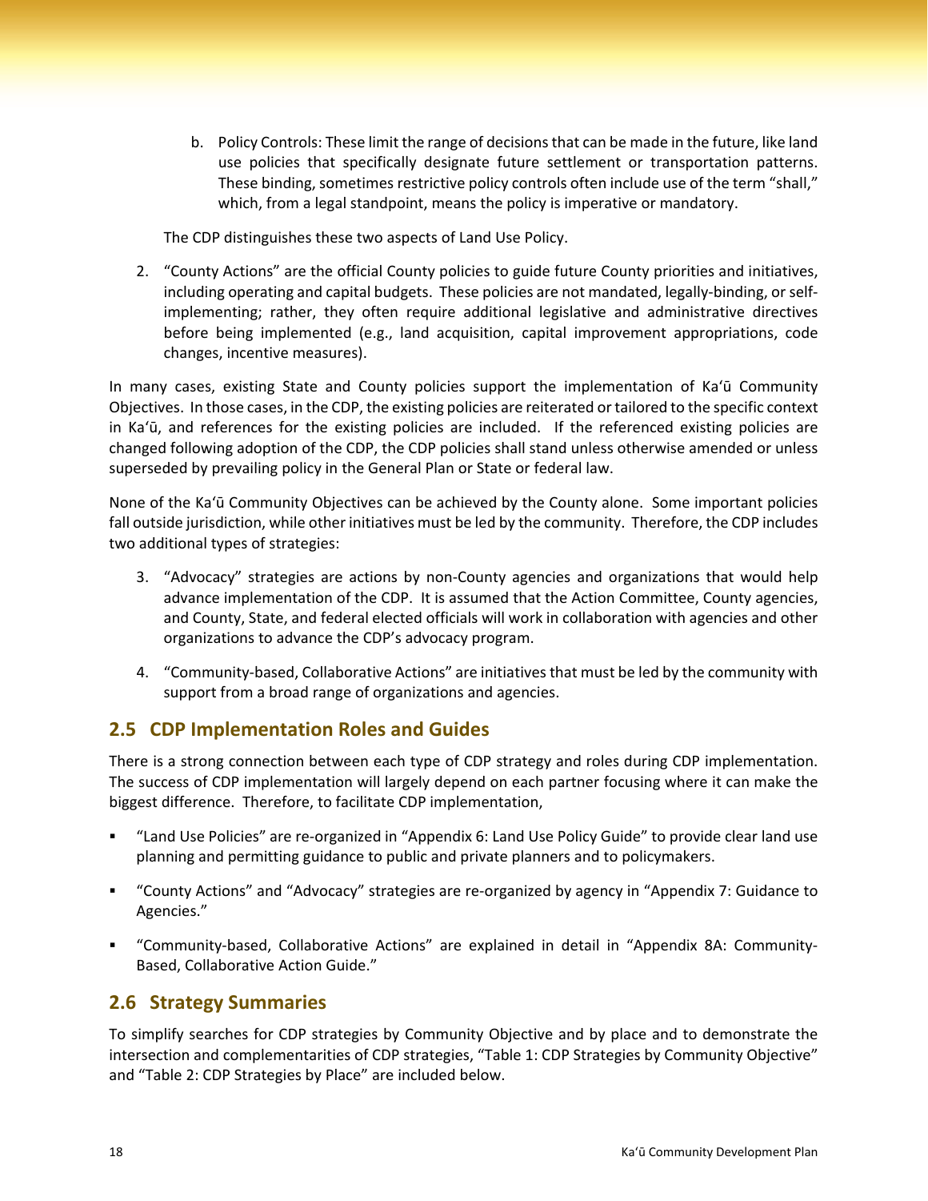b. Policy Controls: These limit the range of decisions that can be made in the future, like land use policies that specifically designate future settlement or transportation patterns. These binding, sometimes restrictive policy controls often include use of the term "shall," which, from a legal standpoint, means the policy is imperative or mandatory.

   The CDP distinguishes these two aspects of Land Use Policy.

2. "County Actions" are the official County policies to guide future County priorities and initiatives, including operating and capital budgets. These policies are not mandated, legally-binding, or self-implementing; rather, they often require additional legislative and administrative directives before being implemented (e.g., land acquisition, capital improvement appropriations, code changes, incentive measures).

In many cases, existing State and County policies support the implementation of Kaʻū Community Objectives. In those cases, in the CDP, the existing policies are reiterated or tailored to the specific context in Kaʻū, and references for the existing policies are included. If the referenced existing policies are changed following adoption of the CDP, the CDP policies shall stand unless otherwise amended or unless superseded by prevailing policy in the General Plan or State or federal law.

None of the Kaʻū Community Objectives can be achieved by the County alone. Some important policies fall outside jurisdiction, while other initiatives must be led by the community. Therefore, the CDP includes two additional types of strategies:

3. "Advocacy" strategies are actions by non-County agencies and organizations that would help advance implementation of the CDP. It is assumed that the Action Committee, County agencies, and County, State, and federal elected officials will work in collaboration with agencies and other organizations to advance the CDP's advocacy program.

4. "Community-based, Collaborative Actions" are initiatives that must be led by the community with support from a broad range of organizations and agencies.

## 2.5 CDP Implementation Roles and Guides

There is a strong connection between each type of CDP strategy and roles during CDP implementation. The success of CDP implementation will largely depend on each partner focusing where it can make the biggest difference. Therefore, to facilitate CDP implementation,

- "Land Use Policies" are re-organized in "Appendix 6: Land Use Policy Guide" to provide clear land use planning and permitting guidance to public and private planners and to policymakers.
- "County Actions" and "Advocacy" strategies are re-organized by agency in "Appendix 7: Guidance to Agencies."
- "Community-based, Collaborative Actions" are explained in detail in "Appendix 8A: Community-Based, Collaborative Action Guide."

## 2.6 Strategy Summaries

To simplify searches for CDP strategies by Community Objective and by place and to demonstrate the intersection and complementarities of CDP strategies, "Table 1: CDP Strategies by Community Objective" and "Table 2: CDP Strategies by Place" are included below.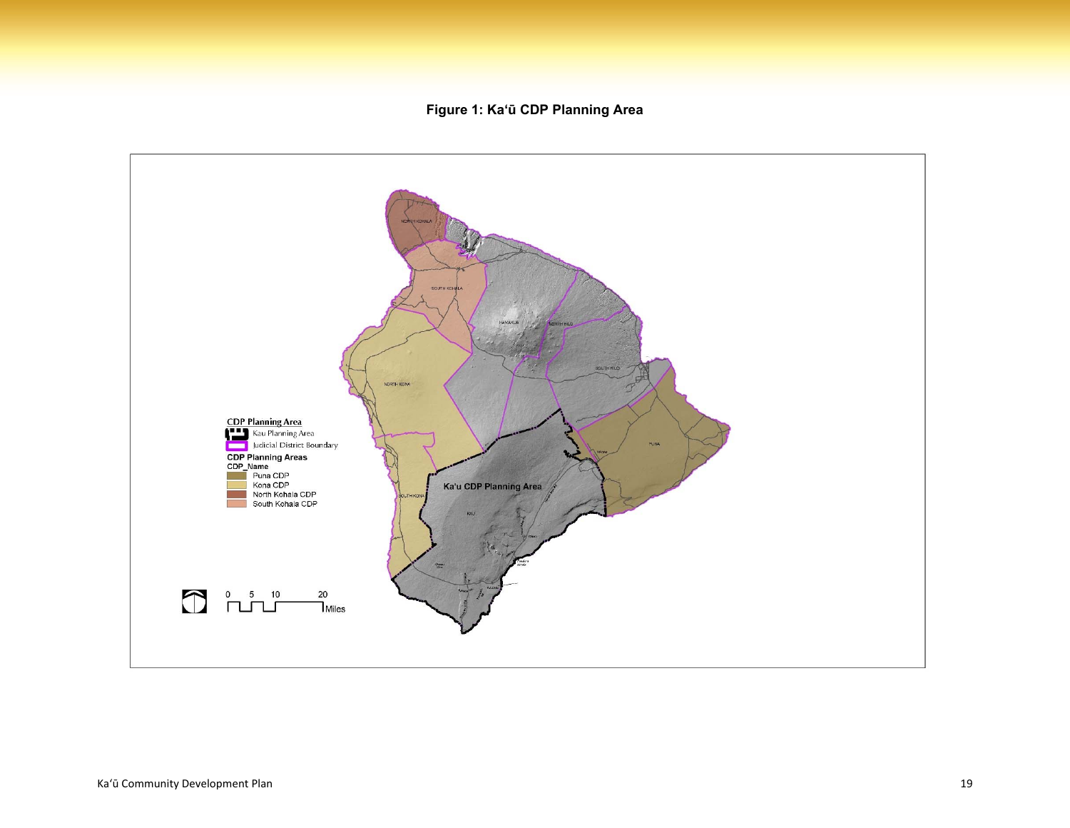**Figure 1: Ka'ū CDP Planning Area**

CDP Planning Area

Kau Planning Area

Judicial District Boundary

CDP Planning Areas

CDP_Name

Puna CDP

Kona CDP

North Kohala CDP

South Kohala CDP

0 5 10 20 Miles

Ka'u CDP Planning Area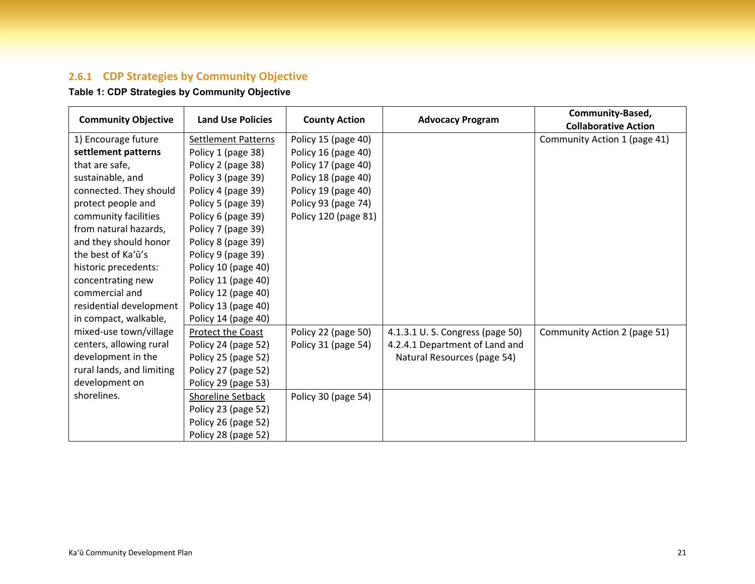### 2.6.1 CDP Strategies by Community Objective

**Table 1: CDP Strategies by Community Objective**

| Community Objective | Land Use Policies | County Action | Advocacy Program | Community-Based, Collaborative Action |
|---|---|---|---|---|
| 1) Encourage future **settlement patterns** that are safe, sustainable, and connected. They should protect people and community facilities from natural hazards, and they should honor the best of Ka'ū's historic precedents: concentrating new commercial and residential development in compact, walkable, mixed-use town/village centers, allowing rural development in the rural lands, and limiting development on shorelines. | Settlement Patterns<br>Policy 1 (page 38)<br>Policy 2 (page 38)<br>Policy 3 (page 39)<br>Policy 4 (page 39)<br>Policy 5 (page 39)<br>Policy 6 (page 39)<br>Policy 7 (page 39)<br>Policy 8 (page 39)<br>Policy 9 (page 39)<br>Policy 10 (page 40)<br>Policy 11 (page 40)<br>Policy 12 (page 40)<br>Policy 13 (page 40)<br>Policy 14 (page 40) | Policy 15 (page 40)<br>Policy 16 (page 40)<br>Policy 17 (page 40)<br>Policy 18 (page 40)<br>Policy 19 (page 40)<br>Policy 93 (page 74)<br>Policy 120 (page 81) | | Community Action 1 (page 41) |
| | Protect the Coast<br>Policy 24 (page 52)<br>Policy 25 (page 52)<br>Policy 27 (page 52)<br>Policy 29 (page 53) | Policy 22 (page 50)<br>Policy 31 (page 54) | 4.1.3.1 U. S. Congress (page 50)<br>4.2.4.1 Department of Land and Natural Resources (page 54) | Community Action 2 (page 51) |
| | Shoreline Setback<br>Policy 23 (page 52)<br>Policy 26 (page 52)<br>Policy 28 (page 52) | Policy 30 (page 54) | | |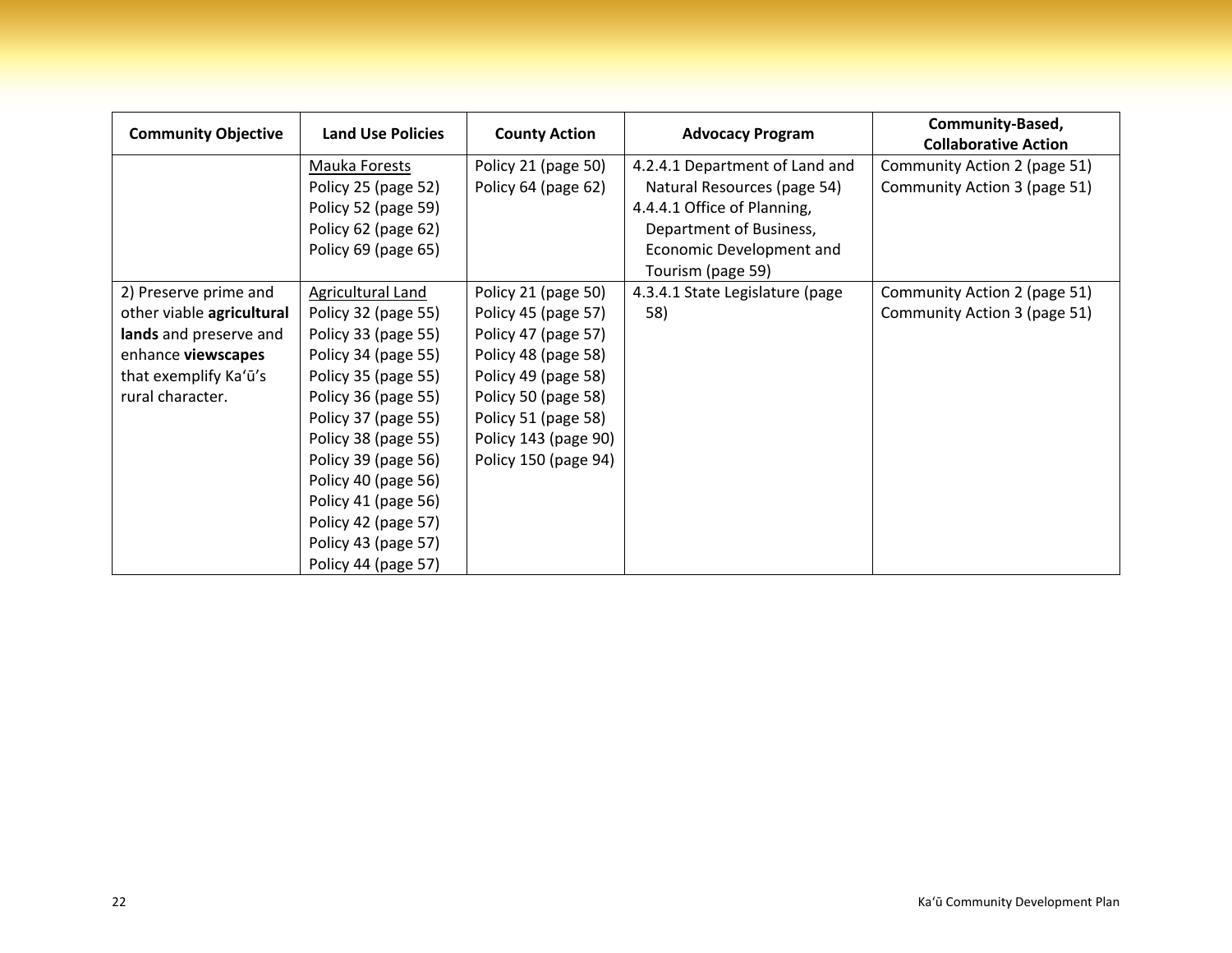| Community Objective | Land Use Policies | County Action | Advocacy Program | Community-Based, Collaborative Action |
|---|---|---|---|---|
| | Mauka Forests<br>Policy 25 (page 52)<br>Policy 52 (page 59)<br>Policy 62 (page 62)<br>Policy 69 (page 65) | Policy 21 (page 50)<br>Policy 64 (page 62) | 4.2.4.1 Department of Land and Natural Resources (page 54)<br>4.4.4.1 Office of Planning, Department of Business, Economic Development and Tourism (page 59) | Community Action 2 (page 51)<br>Community Action 3 (page 51) |
| 2) Preserve prime and other viable **agricultural lands** and preserve and enhance **viewscapes** that exemplify Kaʻū's rural character. | Agricultural Land<br>Policy 32 (page 55)<br>Policy 33 (page 55)<br>Policy 34 (page 55)<br>Policy 35 (page 55)<br>Policy 36 (page 55)<br>Policy 37 (page 55)<br>Policy 38 (page 55)<br>Policy 39 (page 56)<br>Policy 40 (page 56)<br>Policy 41 (page 56)<br>Policy 42 (page 57)<br>Policy 43 (page 57)<br>Policy 44 (page 57) | Policy 21 (page 50)<br>Policy 45 (page 57)<br>Policy 47 (page 57)<br>Policy 48 (page 58)<br>Policy 49 (page 58)<br>Policy 50 (page 58)<br>Policy 51 (page 58)<br>Policy 143 (page 90)<br>Policy 150 (page 94) | 4.3.4.1 State Legislature (page 58) | Community Action 2 (page 51)<br>Community Action 3 (page 51) |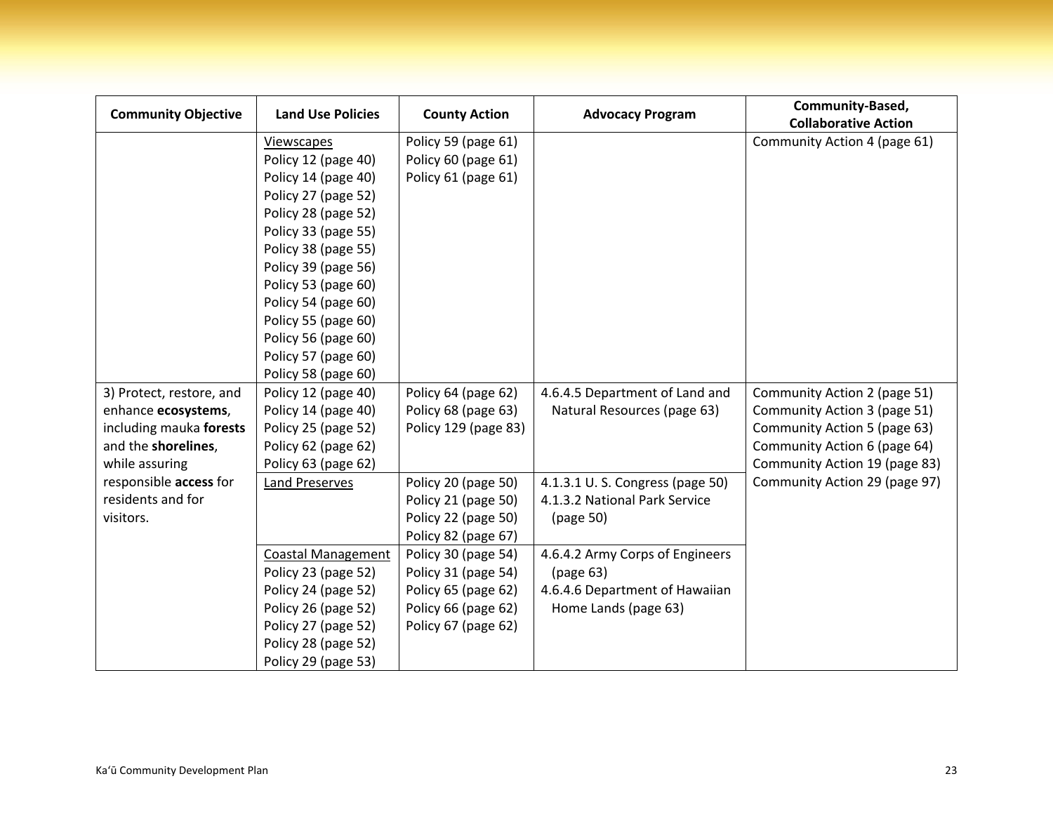| Community Objective | Land Use Policies | County Action | Advocacy Program | Community-Based, Collaborative Action |
|---|---|---|---|---|
| | Viewscapes<br>Policy 12 (page 40)<br>Policy 14 (page 40)<br>Policy 27 (page 52)<br>Policy 28 (page 52)<br>Policy 33 (page 55)<br>Policy 38 (page 55)<br>Policy 39 (page 56)<br>Policy 53 (page 60)<br>Policy 54 (page 60)<br>Policy 55 (page 60)<br>Policy 56 (page 60)<br>Policy 57 (page 60)<br>Policy 58 (page 60) | Policy 59 (page 61)<br>Policy 60 (page 61)<br>Policy 61 (page 61) | | Community Action 4 (page 61) |
| 3) Protect, restore, and enhance **ecosystems**, including mauka **forests** and the **shorelines**, while assuring responsible **access** for residents and for visitors. | Policy 12 (page 40)<br>Policy 14 (page 40)<br>Policy 25 (page 52)<br>Policy 62 (page 62)<br>Policy 63 (page 62) | Policy 64 (page 62)<br>Policy 68 (page 63)<br>Policy 129 (page 83) | 4.6.4.5 Department of Land and Natural Resources (page 63) | Community Action 2 (page 51)<br>Community Action 3 (page 51)<br>Community Action 5 (page 63)<br>Community Action 6 (page 64)<br>Community Action 19 (page 83)<br>Community Action 29 (page 97) |
| | Land Preserves | Policy 20 (page 50)<br>Policy 21 (page 50)<br>Policy 22 (page 50)<br>Policy 82 (page 67) | 4.1.3.1 U. S. Congress (page 50)<br>4.1.3.2 National Park Service (page 50) | |
| | Coastal Management<br>Policy 23 (page 52)<br>Policy 24 (page 52)<br>Policy 26 (page 52)<br>Policy 27 (page 52)<br>Policy 28 (page 52)<br>Policy 29 (page 53) | Policy 30 (page 54)<br>Policy 31 (page 54)<br>Policy 65 (page 62)<br>Policy 66 (page 62)<br>Policy 67 (page 62) | 4.6.4.2 Army Corps of Engineers (page 63)<br>4.6.4.6 Department of Hawaiian Home Lands (page 63) | |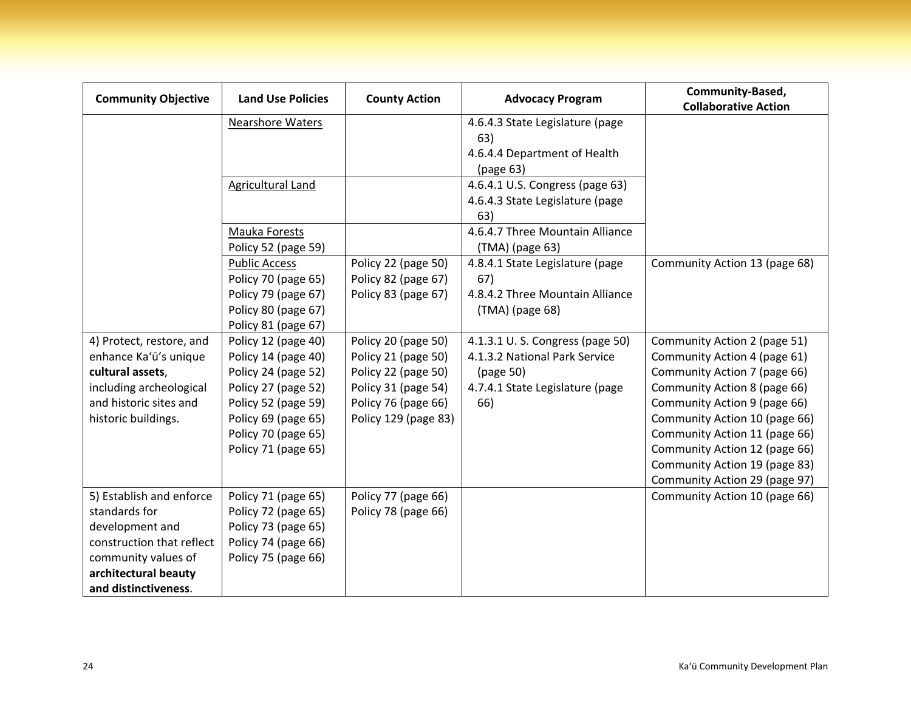| Community Objective | Land Use Policies | County Action | Advocacy Program | Community-Based, Collaborative Action |
|---|---|---|---|---|
| | Nearshore Waters | | 4.6.4.3 State Legislature (page 63)<br>4.6.4.4 Department of Health (page 63) | |
| | Agricultural Land | | 4.6.4.1 U.S. Congress (page 63)<br>4.6.4.3 State Legislature (page 63) | |
| | Mauka Forests<br>Policy 52 (page 59) | | 4.6.4.7 Three Mountain Alliance (TMA) (page 63) | |
| | Public Access<br>Policy 70 (page 65)<br>Policy 79 (page 67)<br>Policy 80 (page 67)<br>Policy 81 (page 67) | Policy 22 (page 50)<br>Policy 82 (page 67)<br>Policy 83 (page 67) | 4.8.4.1 State Legislature (page 67)<br>4.8.4.2 Three Mountain Alliance (TMA) (page 68) | Community Action 13 (page 68) |
| 4) Protect, restore, and enhance Kaʻū's unique **cultural assets**, including archeological and historic sites and historic buildings. | Policy 12 (page 40)<br>Policy 14 (page 40)<br>Policy 24 (page 52)<br>Policy 27 (page 52)<br>Policy 52 (page 59)<br>Policy 69 (page 65)<br>Policy 70 (page 65)<br>Policy 71 (page 65) | Policy 20 (page 50)<br>Policy 21 (page 50)<br>Policy 22 (page 50)<br>Policy 31 (page 54)<br>Policy 76 (page 66)<br>Policy 129 (page 83) | 4.1.3.1 U. S. Congress (page 50)<br>4.1.3.2 National Park Service (page 50)<br>4.7.4.1 State Legislature (page 66) | Community Action 2 (page 51)<br>Community Action 4 (page 61)<br>Community Action 7 (page 66)<br>Community Action 8 (page 66)<br>Community Action 9 (page 66)<br>Community Action 10 (page 66)<br>Community Action 11 (page 66)<br>Community Action 12 (page 66)<br>Community Action 19 (page 83)<br>Community Action 29 (page 97) |
| 5) Establish and enforce standards for development and construction that reflect community values of **architectural beauty and distinctiveness**. | Policy 71 (page 65)<br>Policy 72 (page 65)<br>Policy 73 (page 65)<br>Policy 74 (page 66)<br>Policy 75 (page 66) | Policy 77 (page 66)<br>Policy 78 (page 66) | | Community Action 10 (page 66) |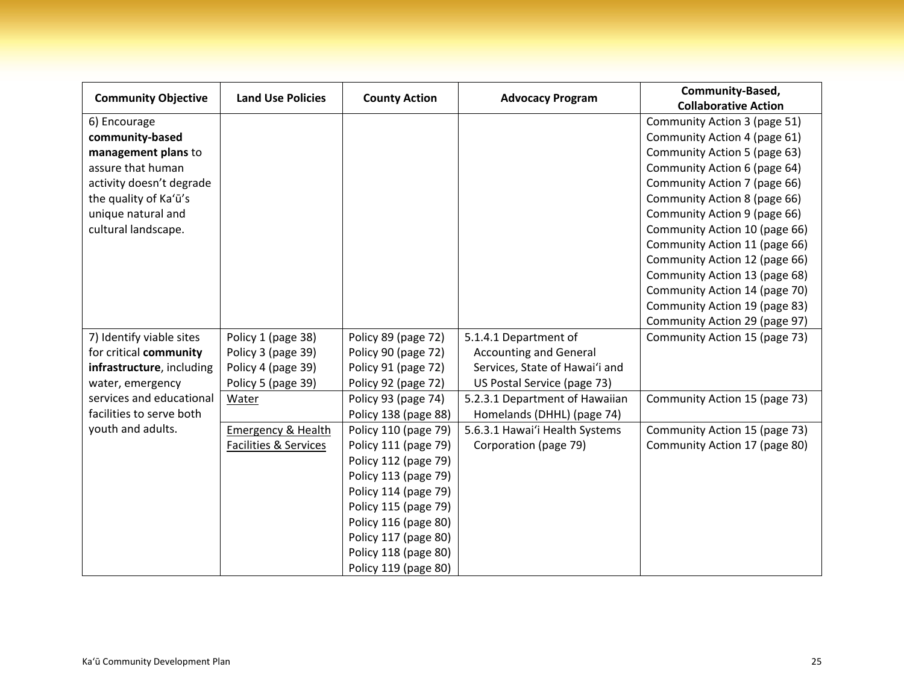| Community Objective | Land Use Policies | County Action | Advocacy Program | Community-Based, Collaborative Action |
|---|---|---|---|---|
| 6) Encourage **community-based management plans** to assure that human activity doesn't degrade the quality of Ka'ū's unique natural and cultural landscape. | | | | Community Action 3 (page 51)<br>Community Action 4 (page 61)<br>Community Action 5 (page 63)<br>Community Action 6 (page 64)<br>Community Action 7 (page 66)<br>Community Action 8 (page 66)<br>Community Action 9 (page 66)<br>Community Action 10 (page 66)<br>Community Action 11 (page 66)<br>Community Action 12 (page 66)<br>Community Action 13 (page 68)<br>Community Action 14 (page 70)<br>Community Action 19 (page 83)<br>Community Action 29 (page 97) |
| 7) Identify viable sites for critical **community infrastructure**, including water, emergency services and educational facilities to serve both youth and adults. | Policy 1 (page 38)<br>Policy 3 (page 39)<br>Policy 4 (page 39)<br>Policy 5 (page 39) | Policy 89 (page 72)<br>Policy 90 (page 72)<br>Policy 91 (page 72)<br>Policy 92 (page 72) | 5.1.4.1 Department of Accounting and General Services, State of Hawai'i and US Postal Service (page 73) | Community Action 15 (page 73) |
| | Water | Policy 93 (page 74)<br>Policy 138 (page 88) | 5.2.3.1 Department of Hawaiian Homelands (DHHL) (page 74) | Community Action 15 (page 73) |
| | Emergency & Health Facilities & Services | Policy 110 (page 79)<br>Policy 111 (page 79)<br>Policy 112 (page 79)<br>Policy 113 (page 79)<br>Policy 114 (page 79)<br>Policy 115 (page 79)<br>Policy 116 (page 80)<br>Policy 117 (page 80)<br>Policy 118 (page 80)<br>Policy 119 (page 80) | 5.6.3.1 Hawai'i Health Systems Corporation (page 79) | Community Action 15 (page 73)<br>Community Action 17 (page 80) |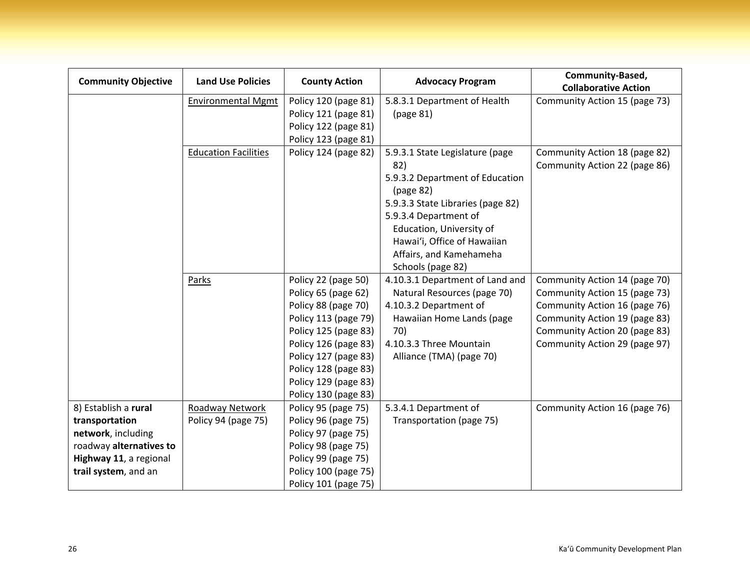| Community Objective | Land Use Policies | County Action | Advocacy Program | Community-Based, Collaborative Action |
|---|---|---|---|---|
| | Environmental Mgmt | Policy 120 (page 81)<br>Policy 121 (page 81)<br>Policy 122 (page 81)<br>Policy 123 (page 81) | 5.8.3.1 Department of Health (page 81) | Community Action 15 (page 73) |
| | Education Facilities | Policy 124 (page 82) | 5.9.3.1 State Legislature (page 82)<br>5.9.3.2 Department of Education (page 82)<br>5.9.3.3 State Libraries (page 82)<br>5.9.3.4 Department of Education, University of Hawaiʻi, Office of Hawaiian Affairs, and Kamehameha Schools (page 82) | Community Action 18 (page 82)<br>Community Action 22 (page 86) |
| | Parks | Policy 22 (page 50)<br>Policy 65 (page 62)<br>Policy 88 (page 70)<br>Policy 113 (page 79)<br>Policy 125 (page 83)<br>Policy 126 (page 83)<br>Policy 127 (page 83)<br>Policy 128 (page 83)<br>Policy 129 (page 83)<br>Policy 130 (page 83) | 4.10.3.1 Department of Land and Natural Resources (page 70)<br>4.10.3.2 Department of Hawaiian Home Lands (page 70)<br>4.10.3.3 Three Mountain Alliance (TMA) (page 70) | Community Action 14 (page 70)<br>Community Action 15 (page 73)<br>Community Action 16 (page 76)<br>Community Action 19 (page 83)<br>Community Action 20 (page 83)<br>Community Action 29 (page 97) |
| 8) Establish a **rural transportation network**, including roadway **alternatives to Highway 11**, a regional **trail system**, and an | Roadway Network<br>Policy 94 (page 75) | Policy 95 (page 75)<br>Policy 96 (page 75)<br>Policy 97 (page 75)<br>Policy 98 (page 75)<br>Policy 99 (page 75)<br>Policy 100 (page 75)<br>Policy 101 (page 75) | 5.3.4.1 Department of Transportation (page 75) | Community Action 16 (page 76) |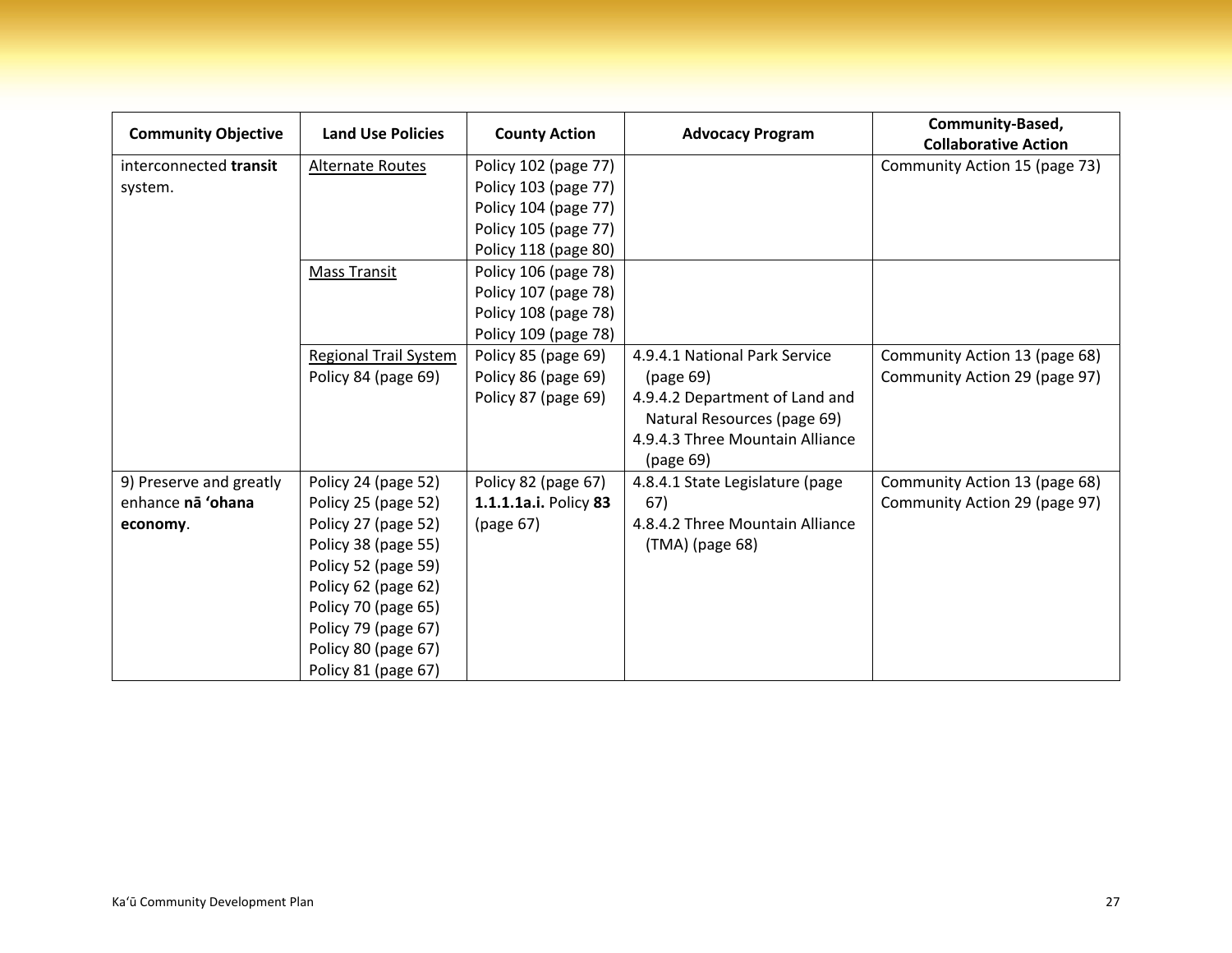| Community Objective | Land Use Policies | County Action | Advocacy Program | Community-Based, Collaborative Action |
|---|---|---|---|---|
| interconnected **transit** system. | <u>Alternate Routes</u> | Policy 102 (page 77)<br>Policy 103 (page 77)<br>Policy 104 (page 77)<br>Policy 105 (page 77)<br>Policy 118 (page 80) | | Community Action 15 (page 73) |
| | <u>Mass Transit</u> | Policy 106 (page 78)<br>Policy 107 (page 78)<br>Policy 108 (page 78)<br>Policy 109 (page 78) | | |
| | <u>Regional Trail System</u><br>Policy 84 (page 69) | Policy 85 (page 69)<br>Policy 86 (page 69)<br>Policy 87 (page 69) | 4.9.4.1 National Park Service (page 69)<br>4.9.4.2 Department of Land and Natural Resources (page 69)<br>4.9.4.3 Three Mountain Alliance (page 69) | Community Action 13 (page 68)<br>Community Action 29 (page 97) |
| 9) Preserve and greatly enhance **nā ʻohana economy**. | Policy 24 (page 52)<br>Policy 25 (page 52)<br>Policy 27 (page 52)<br>Policy 38 (page 55)<br>Policy 52 (page 59)<br>Policy 62 (page 62)<br>Policy 70 (page 65)<br>Policy 79 (page 67)<br>Policy 80 (page 67)<br>Policy 81 (page 67) | Policy 82 (page 67)<br>**1.1.1.1a.i.** Policy **83** (page 67) | 4.8.4.1 State Legislature (page 67)<br>4.8.4.2 Three Mountain Alliance (TMA) (page 68) | Community Action 13 (page 68)<br>Community Action 29 (page 97) |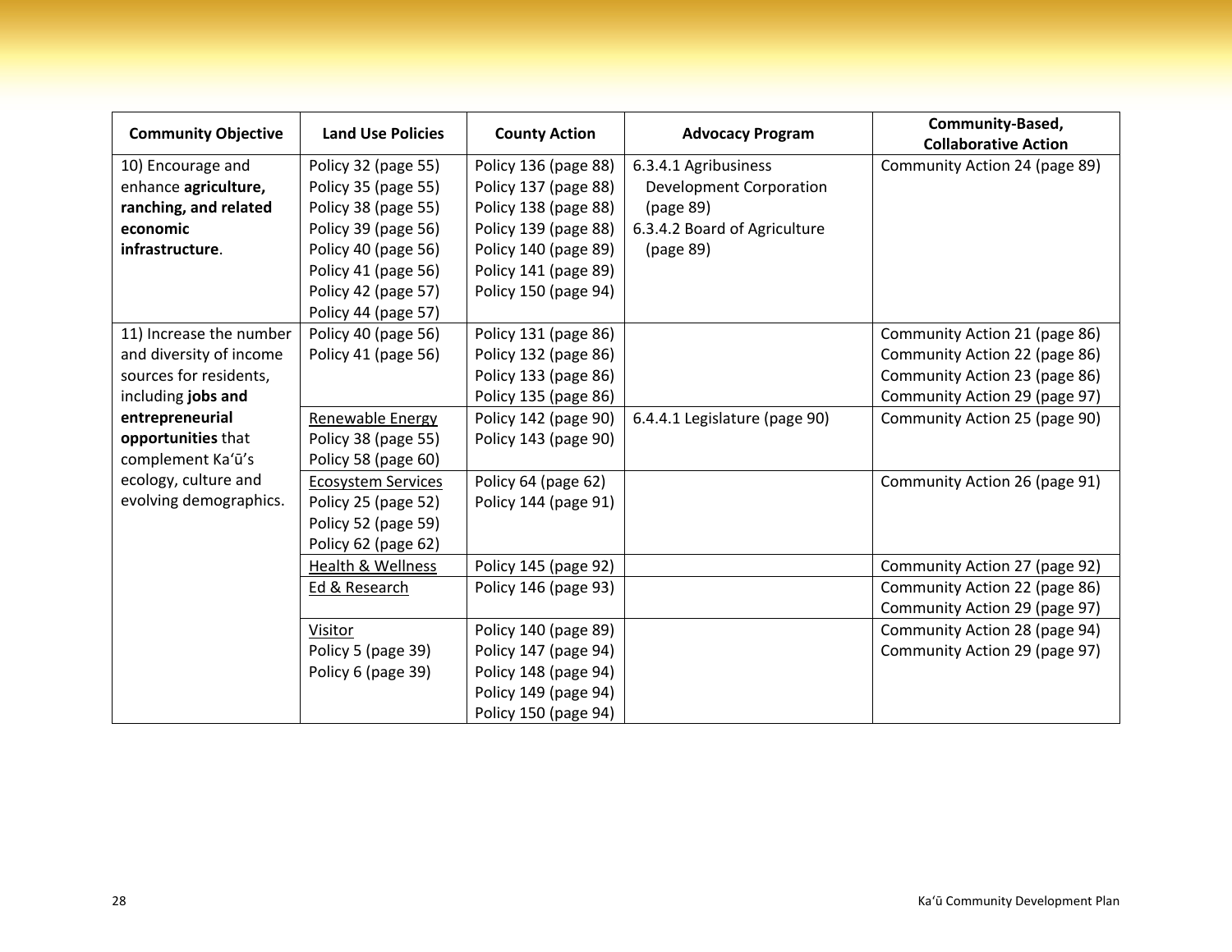| Community Objective | Land Use Policies | County Action | Advocacy Program | Community-Based, Collaborative Action |
|---|---|---|---|---|
| 10) Encourage and enhance **agriculture, ranching, and related economic infrastructure**. | Policy 32 (page 55)<br>Policy 35 (page 55)<br>Policy 38 (page 55)<br>Policy 39 (page 56)<br>Policy 40 (page 56)<br>Policy 41 (page 56)<br>Policy 42 (page 57)<br>Policy 44 (page 57) | Policy 136 (page 88)<br>Policy 137 (page 88)<br>Policy 138 (page 88)<br>Policy 139 (page 88)<br>Policy 140 (page 89)<br>Policy 141 (page 89)<br>Policy 150 (page 94) | 6.3.4.1 Agribusiness Development Corporation (page 89)<br>6.3.4.2 Board of Agriculture (page 89) | Community Action 24 (page 89) |
| 11) Increase the number and diversity of income sources for residents, including **jobs and entrepreneurial opportunities** that complement Kaʻū's ecology, culture and evolving demographics. | Policy 40 (page 56)<br>Policy 41 (page 56) | Policy 131 (page 86)<br>Policy 132 (page 86)<br>Policy 133 (page 86)<br>Policy 135 (page 86) | | Community Action 21 (page 86)<br>Community Action 22 (page 86)<br>Community Action 23 (page 86)<br>Community Action 29 (page 97) |
| | Renewable Energy<br>Policy 38 (page 55)<br>Policy 58 (page 60) | Policy 142 (page 90)<br>Policy 143 (page 90) | 6.4.4.1 Legislature (page 90) | Community Action 25 (page 90) |
| | Ecosystem Services<br>Policy 25 (page 52)<br>Policy 52 (page 59)<br>Policy 62 (page 62) | Policy 64 (page 62)<br>Policy 144 (page 91) | | Community Action 26 (page 91) |
| | Health & Wellness | Policy 145 (page 92) | | Community Action 27 (page 92) |
| | Ed & Research | Policy 146 (page 93) | | Community Action 22 (page 86)<br>Community Action 29 (page 97) |
| | Visitor<br>Policy 5 (page 39)<br>Policy 6 (page 39) | Policy 140 (page 89)<br>Policy 147 (page 94)<br>Policy 148 (page 94)<br>Policy 149 (page 94)<br>Policy 150 (page 94) | | Community Action 28 (page 94)<br>Community Action 29 (page 97) |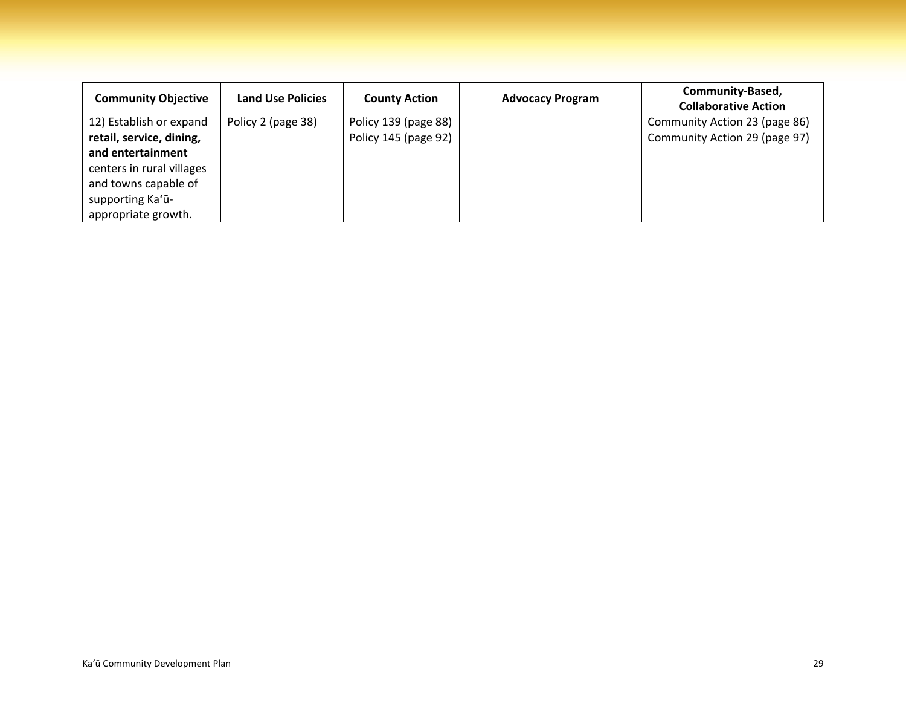| Community Objective | Land Use Policies | County Action | Advocacy Program | Community-Based, Collaborative Action |
|---|---|---|---|---|
| 12) Establish or expand **retail, service, dining, and entertainment** centers in rural villages and towns capable of supporting Ka'ū-appropriate growth. | Policy 2 (page 38) | Policy 139 (page 88)<br>Policy 145 (page 92) | | Community Action 23 (page 86)<br>Community Action 29 (page 97) |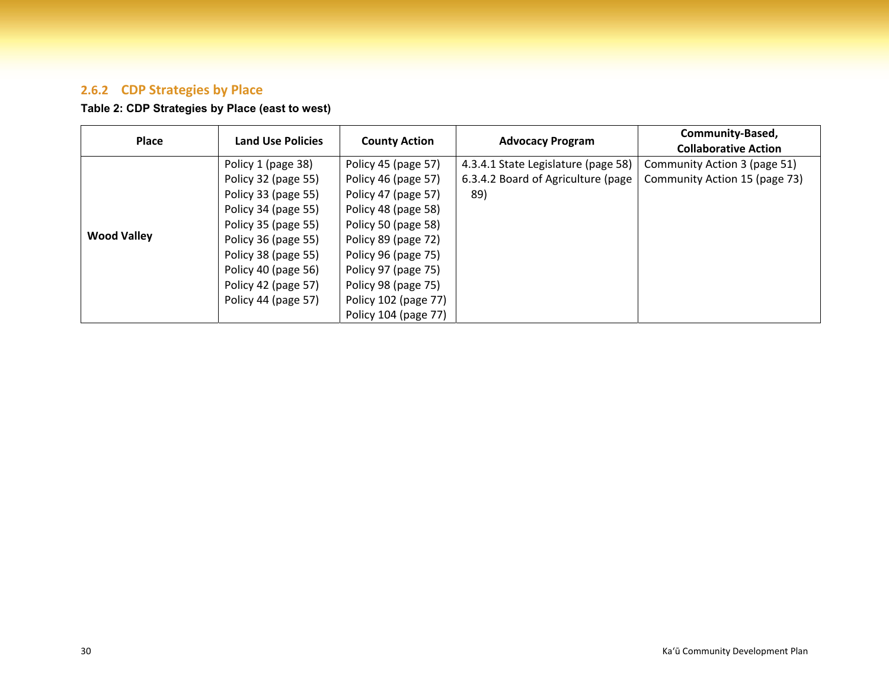### 2.6.2 CDP Strategies by Place

**Table 2: CDP Strategies by Place (east to west)**

| Place | Land Use Policies | County Action | Advocacy Program | Community-Based, Collaborative Action |
|---|---|---|---|---|
| **Wood Valley** | Policy 1 (page 38)<br>Policy 32 (page 55)<br>Policy 33 (page 55)<br>Policy 34 (page 55)<br>Policy 35 (page 55)<br>Policy 36 (page 55)<br>Policy 38 (page 55)<br>Policy 40 (page 56)<br>Policy 42 (page 57)<br>Policy 44 (page 57) | Policy 45 (page 57)<br>Policy 46 (page 57)<br>Policy 47 (page 57)<br>Policy 48 (page 58)<br>Policy 50 (page 58)<br>Policy 89 (page 72)<br>Policy 96 (page 75)<br>Policy 97 (page 75)<br>Policy 98 (page 75)<br>Policy 102 (page 77)<br>Policy 104 (page 77) | 4.3.4.1 State Legislature (page 58)<br>6.3.4.2 Board of Agriculture (page 89) | Community Action 3 (page 51)<br>Community Action 15 (page 73) |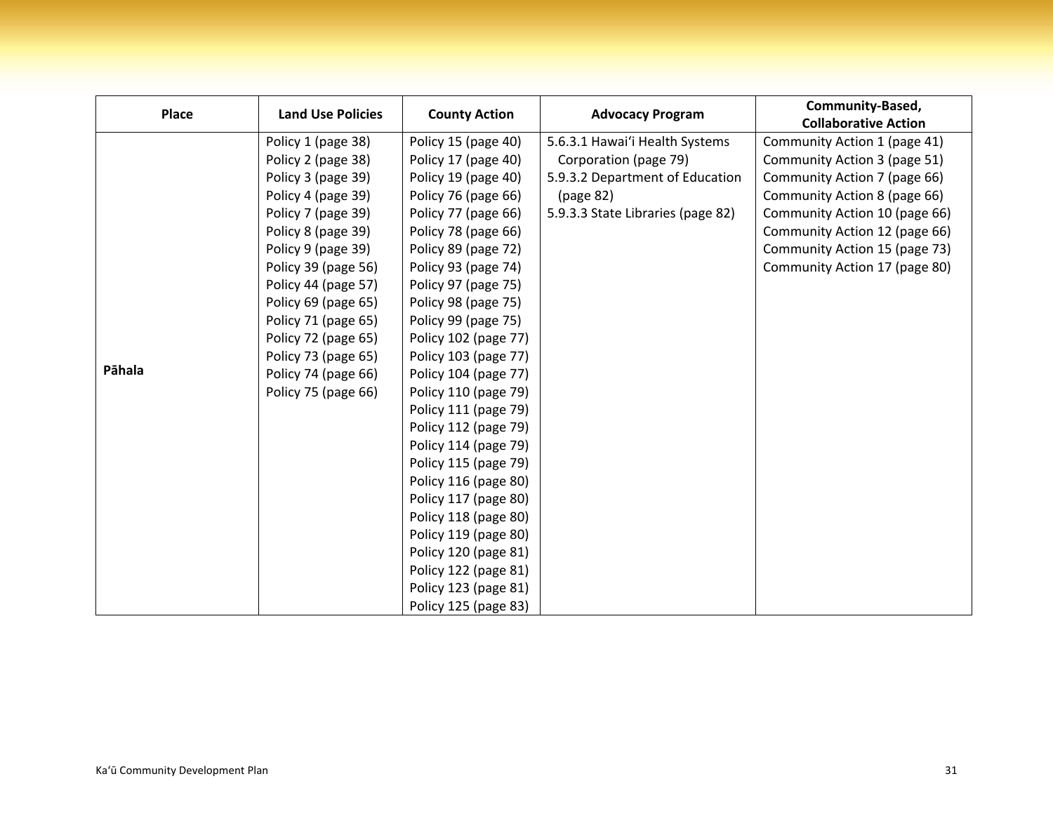| Place | Land Use Policies | County Action | Advocacy Program | Community-Based, Collaborative Action |
|---|---|---|---|---|
| **Pāhala** | Policy 1 (page 38)<br>Policy 2 (page 38)<br>Policy 3 (page 39)<br>Policy 4 (page 39)<br>Policy 7 (page 39)<br>Policy 8 (page 39)<br>Policy 9 (page 39)<br>Policy 39 (page 56)<br>Policy 44 (page 57)<br>Policy 69 (page 65)<br>Policy 71 (page 65)<br>Policy 72 (page 65)<br>Policy 73 (page 65)<br>Policy 74 (page 66)<br>Policy 75 (page 66) | Policy 15 (page 40)<br>Policy 17 (page 40)<br>Policy 19 (page 40)<br>Policy 76 (page 66)<br>Policy 77 (page 66)<br>Policy 78 (page 66)<br>Policy 89 (page 72)<br>Policy 93 (page 74)<br>Policy 97 (page 75)<br>Policy 98 (page 75)<br>Policy 99 (page 75)<br>Policy 102 (page 77)<br>Policy 103 (page 77)<br>Policy 104 (page 77)<br>Policy 110 (page 79)<br>Policy 111 (page 79)<br>Policy 112 (page 79)<br>Policy 114 (page 79)<br>Policy 115 (page 79)<br>Policy 116 (page 80)<br>Policy 117 (page 80)<br>Policy 118 (page 80)<br>Policy 119 (page 80)<br>Policy 120 (page 81)<br>Policy 122 (page 81)<br>Policy 123 (page 81)<br>Policy 125 (page 83) | 5.6.3.1 Hawaiʻi Health Systems Corporation (page 79)<br>5.9.3.2 Department of Education (page 82)<br>5.9.3.3 State Libraries (page 82) | Community Action 1 (page 41)<br>Community Action 3 (page 51)<br>Community Action 7 (page 66)<br>Community Action 8 (page 66)<br>Community Action 10 (page 66)<br>Community Action 12 (page 66)<br>Community Action 15 (page 73)<br>Community Action 17 (page 80) |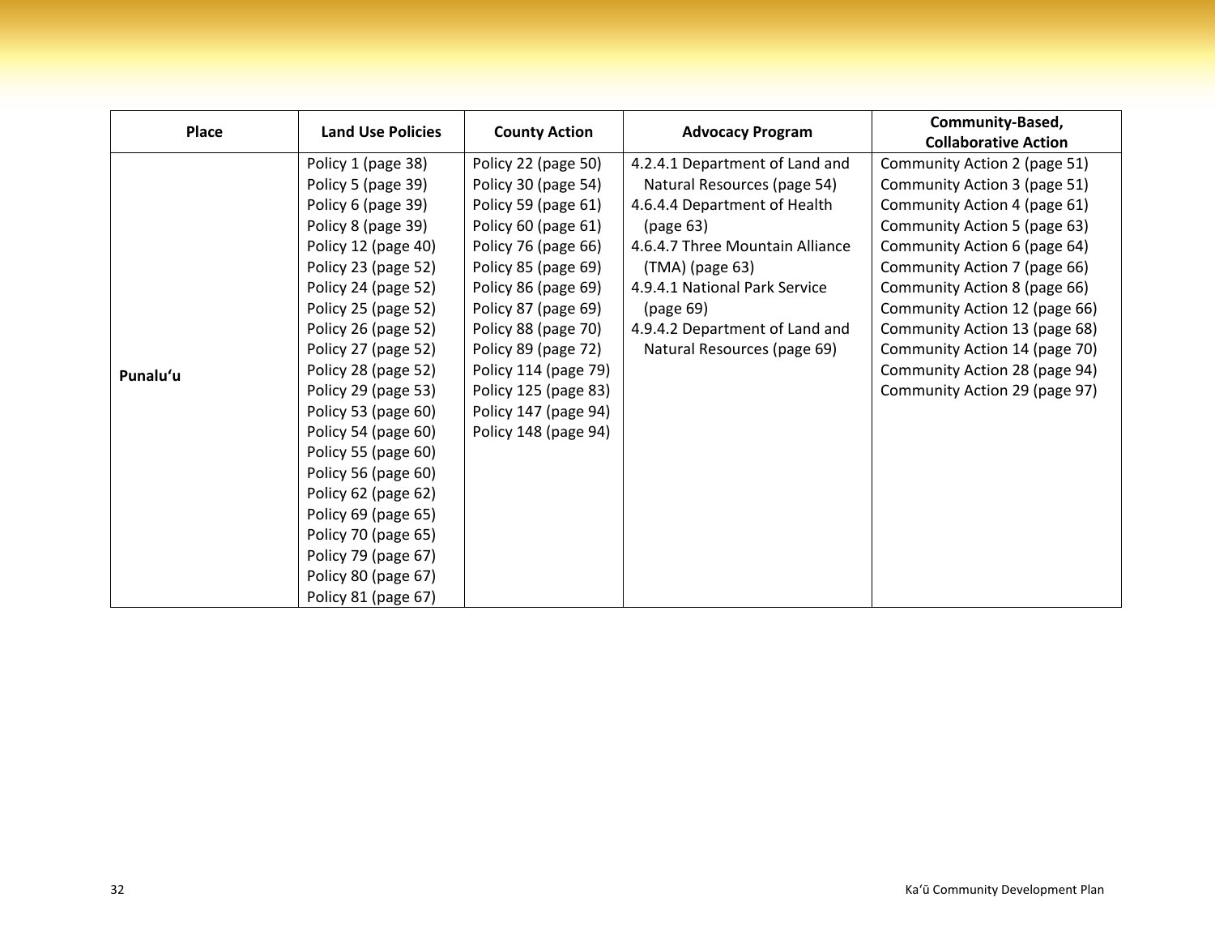| Place | Land Use Policies | County Action | Advocacy Program | Community-Based, Collaborative Action |
|---|---|---|---|---|
| **Punaluʻu** | Policy 1 (page 38)<br>Policy 5 (page 39)<br>Policy 6 (page 39)<br>Policy 8 (page 39)<br>Policy 12 (page 40)<br>Policy 23 (page 52)<br>Policy 24 (page 52)<br>Policy 25 (page 52)<br>Policy 26 (page 52)<br>Policy 27 (page 52)<br>Policy 28 (page 52)<br>Policy 29 (page 53)<br>Policy 53 (page 60)<br>Policy 54 (page 60)<br>Policy 55 (page 60)<br>Policy 56 (page 60)<br>Policy 62 (page 62)<br>Policy 69 (page 65)<br>Policy 70 (page 65)<br>Policy 79 (page 67)<br>Policy 80 (page 67)<br>Policy 81 (page 67) | Policy 22 (page 50)<br>Policy 30 (page 54)<br>Policy 59 (page 61)<br>Policy 60 (page 61)<br>Policy 76 (page 66)<br>Policy 85 (page 69)<br>Policy 86 (page 69)<br>Policy 87 (page 69)<br>Policy 88 (page 70)<br>Policy 89 (page 72)<br>Policy 114 (page 79)<br>Policy 125 (page 83)<br>Policy 147 (page 94)<br>Policy 148 (page 94) | 4.2.4.1 Department of Land and Natural Resources (page 54)<br>4.6.4.4 Department of Health (page 63)<br>4.6.4.7 Three Mountain Alliance (TMA) (page 63)<br>4.9.4.1 National Park Service (page 69)<br>4.9.4.2 Department of Land and Natural Resources (page 69) | Community Action 2 (page 51)<br>Community Action 3 (page 51)<br>Community Action 4 (page 61)<br>Community Action 5 (page 63)<br>Community Action 6 (page 64)<br>Community Action 7 (page 66)<br>Community Action 8 (page 66)<br>Community Action 12 (page 66)<br>Community Action 13 (page 68)<br>Community Action 14 (page 70)<br>Community Action 28 (page 94)<br>Community Action 29 (page 97) |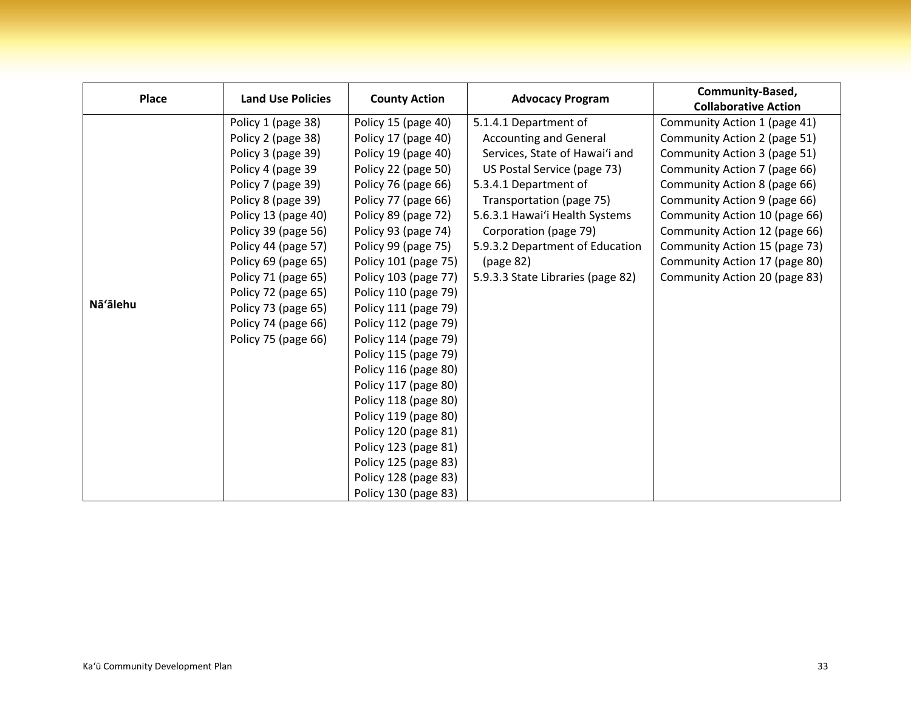| Place | Land Use Policies | County Action | Advocacy Program | Community-Based, Collaborative Action |
|---|---|---|---|---|
| **Nāʻālehu** | Policy 1 (page 38)<br>Policy 2 (page 38)<br>Policy 3 (page 39)<br>Policy 4 (page 39<br>Policy 7 (page 39)<br>Policy 8 (page 39)<br>Policy 13 (page 40)<br>Policy 39 (page 56)<br>Policy 44 (page 57)<br>Policy 69 (page 65)<br>Policy 71 (page 65)<br>Policy 72 (page 65)<br>Policy 73 (page 65)<br>Policy 74 (page 66)<br>Policy 75 (page 66) | Policy 15 (page 40)<br>Policy 17 (page 40)<br>Policy 19 (page 40)<br>Policy 22 (page 50)<br>Policy 76 (page 66)<br>Policy 77 (page 66)<br>Policy 89 (page 72)<br>Policy 93 (page 74)<br>Policy 99 (page 75)<br>Policy 101 (page 75)<br>Policy 103 (page 77)<br>Policy 110 (page 79)<br>Policy 111 (page 79)<br>Policy 112 (page 79)<br>Policy 114 (page 79)<br>Policy 115 (page 79)<br>Policy 116 (page 80)<br>Policy 117 (page 80)<br>Policy 118 (page 80)<br>Policy 119 (page 80)<br>Policy 120 (page 81)<br>Policy 123 (page 81)<br>Policy 125 (page 83)<br>Policy 128 (page 83)<br>Policy 130 (page 83) | 5.1.4.1 Department of Accounting and General Services, State of Hawaiʻi and US Postal Service (page 73)<br>5.3.4.1 Department of Transportation (page 75)<br>5.6.3.1 Hawaiʻi Health Systems Corporation (page 79)<br>5.9.3.2 Department of Education (page 82)<br>5.9.3.3 State Libraries (page 82) | Community Action 1 (page 41)<br>Community Action 2 (page 51)<br>Community Action 3 (page 51)<br>Community Action 7 (page 66)<br>Community Action 8 (page 66)<br>Community Action 9 (page 66)<br>Community Action 10 (page 66)<br>Community Action 12 (page 66)<br>Community Action 15 (page 73)<br>Community Action 17 (page 80)<br>Community Action 20 (page 83) |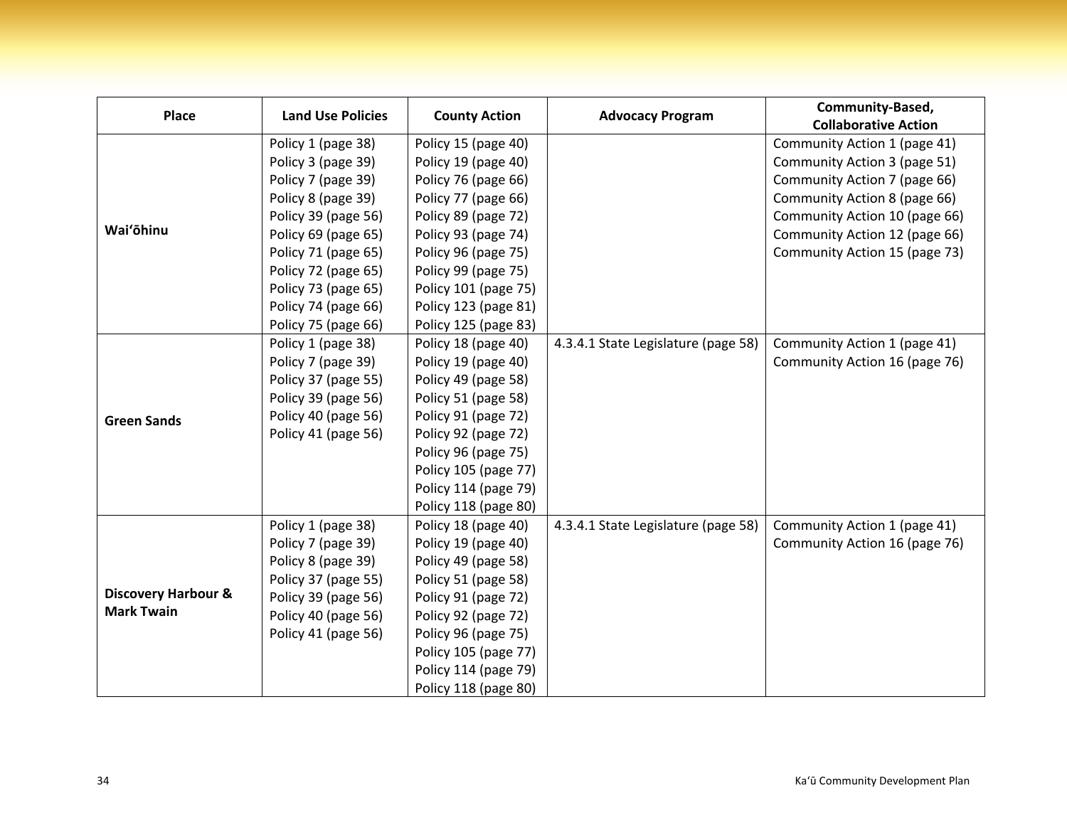| Place | Land Use Policies | County Action | Advocacy Program | Community-Based, Collaborative Action |
|---|---|---|---|---|
| **Waiʻōhinu** | Policy 1 (page 38)<br>Policy 3 (page 39)<br>Policy 7 (page 39)<br>Policy 8 (page 39)<br>Policy 39 (page 56)<br>Policy 69 (page 65)<br>Policy 71 (page 65)<br>Policy 72 (page 65)<br>Policy 73 (page 65)<br>Policy 74 (page 66)<br>Policy 75 (page 66) | Policy 15 (page 40)<br>Policy 19 (page 40)<br>Policy 76 (page 66)<br>Policy 77 (page 66)<br>Policy 89 (page 72)<br>Policy 93 (page 74)<br>Policy 96 (page 75)<br>Policy 99 (page 75)<br>Policy 101 (page 75)<br>Policy 123 (page 81)<br>Policy 125 (page 83) | | Community Action 1 (page 41)<br>Community Action 3 (page 51)<br>Community Action 7 (page 66)<br>Community Action 8 (page 66)<br>Community Action 10 (page 66)<br>Community Action 12 (page 66)<br>Community Action 15 (page 73) |
| **Green Sands** | Policy 1 (page 38)<br>Policy 7 (page 39)<br>Policy 37 (page 55)<br>Policy 39 (page 56)<br>Policy 40 (page 56)<br>Policy 41 (page 56) | Policy 18 (page 40)<br>Policy 19 (page 40)<br>Policy 49 (page 58)<br>Policy 51 (page 58)<br>Policy 91 (page 72)<br>Policy 92 (page 72)<br>Policy 96 (page 75)<br>Policy 105 (page 77)<br>Policy 114 (page 79)<br>Policy 118 (page 80) | 4.3.4.1 State Legislature (page 58) | Community Action 1 (page 41)<br>Community Action 16 (page 76) |
| **Discovery Harbour & Mark Twain** | Policy 1 (page 38)<br>Policy 7 (page 39)<br>Policy 8 (page 39)<br>Policy 37 (page 55)<br>Policy 39 (page 56)<br>Policy 40 (page 56)<br>Policy 41 (page 56) | Policy 18 (page 40)<br>Policy 19 (page 40)<br>Policy 49 (page 58)<br>Policy 51 (page 58)<br>Policy 91 (page 72)<br>Policy 92 (page 72)<br>Policy 96 (page 75)<br>Policy 105 (page 77)<br>Policy 114 (page 79)<br>Policy 118 (page 80) | 4.3.4.1 State Legislature (page 58) | Community Action 1 (page 41)<br>Community Action 16 (page 76) |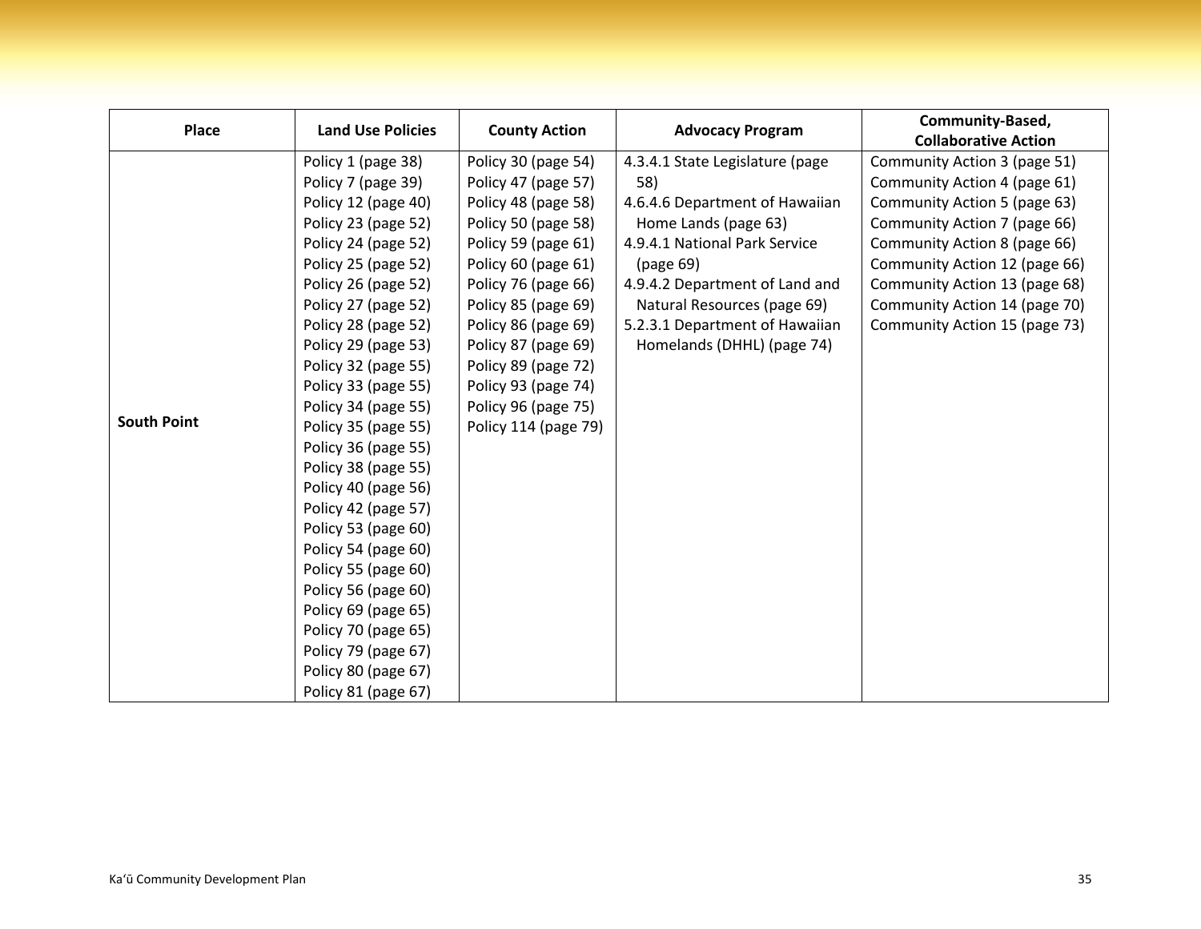| Place | Land Use Policies | County Action | Advocacy Program | Community-Based, Collaborative Action |
|---|---|---|---|---|
| **South Point** | Policy 1 (page 38)<br>Policy 7 (page 39)<br>Policy 12 (page 40)<br>Policy 23 (page 52)<br>Policy 24 (page 52)<br>Policy 25 (page 52)<br>Policy 26 (page 52)<br>Policy 27 (page 52)<br>Policy 28 (page 52)<br>Policy 29 (page 53)<br>Policy 32 (page 55)<br>Policy 33 (page 55)<br>Policy 34 (page 55)<br>Policy 35 (page 55)<br>Policy 36 (page 55)<br>Policy 38 (page 55)<br>Policy 40 (page 56)<br>Policy 42 (page 57)<br>Policy 53 (page 60)<br>Policy 54 (page 60)<br>Policy 55 (page 60)<br>Policy 56 (page 60)<br>Policy 69 (page 65)<br>Policy 70 (page 65)<br>Policy 79 (page 67)<br>Policy 80 (page 67)<br>Policy 81 (page 67) | Policy 30 (page 54)<br>Policy 47 (page 57)<br>Policy 48 (page 58)<br>Policy 50 (page 58)<br>Policy 59 (page 61)<br>Policy 60 (page 61)<br>Policy 76 (page 66)<br>Policy 85 (page 69)<br>Policy 86 (page 69)<br>Policy 87 (page 69)<br>Policy 89 (page 72)<br>Policy 93 (page 74)<br>Policy 96 (page 75)<br>Policy 114 (page 79) | 4.3.4.1 State Legislature (page 58)<br>4.6.4.6 Department of Hawaiian Home Lands (page 63)<br>4.9.4.1 National Park Service (page 69)<br>4.9.4.2 Department of Land and Natural Resources (page 69)<br>5.2.3.1 Department of Hawaiian Homelands (DHHL) (page 74) | Community Action 3 (page 51)<br>Community Action 4 (page 61)<br>Community Action 5 (page 63)<br>Community Action 7 (page 66)<br>Community Action 8 (page 66)<br>Community Action 12 (page 66)<br>Community Action 13 (page 68)<br>Community Action 14 (page 70)<br>Community Action 15 (page 73) |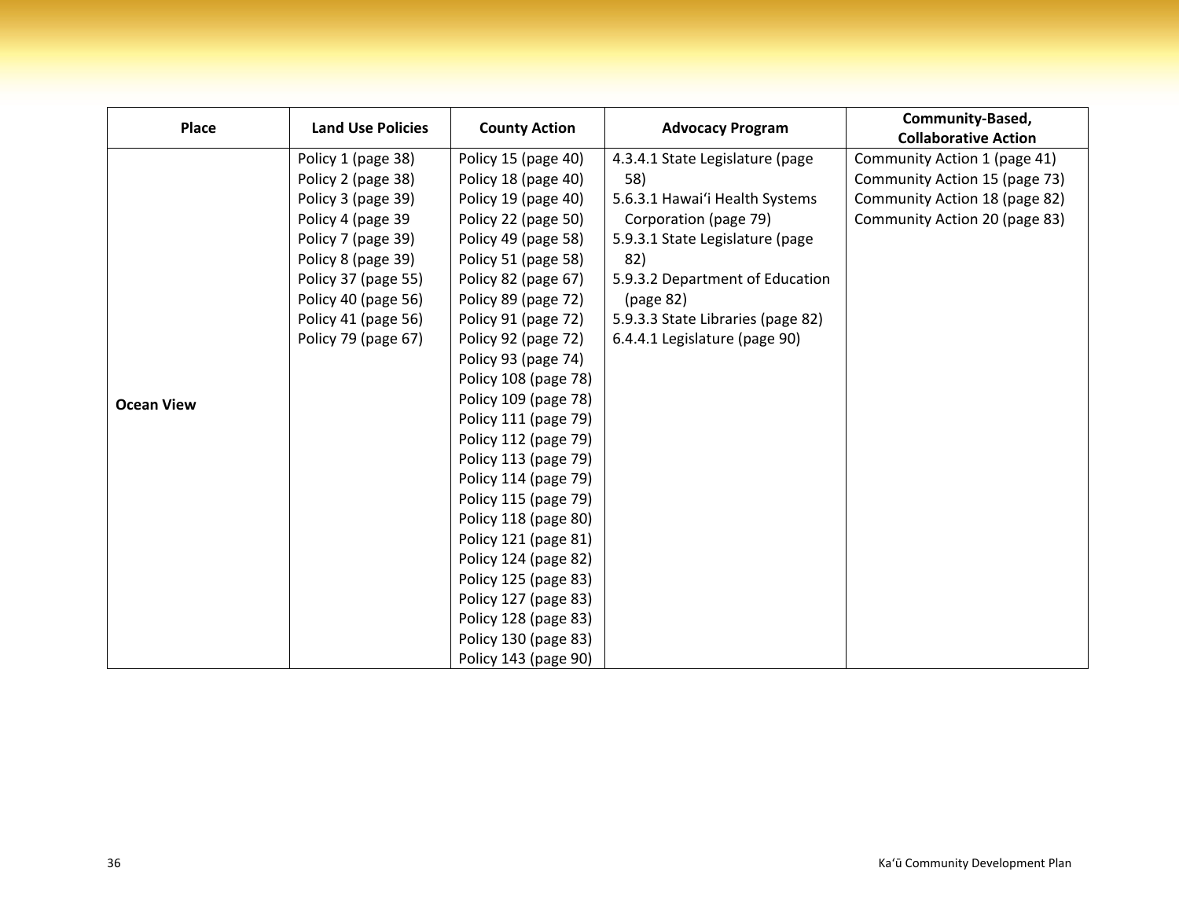| Place | Land Use Policies | County Action | Advocacy Program | Community-Based, Collaborative Action |
|---|---|---|---|---|
| **Ocean View** | Policy 1 (page 38)<br>Policy 2 (page 38)<br>Policy 3 (page 39)<br>Policy 4 (page 39<br>Policy 7 (page 39)<br>Policy 8 (page 39)<br>Policy 37 (page 55)<br>Policy 40 (page 56)<br>Policy 41 (page 56)<br>Policy 79 (page 67) | Policy 15 (page 40)<br>Policy 18 (page 40)<br>Policy 19 (page 40)<br>Policy 22 (page 50)<br>Policy 49 (page 58)<br>Policy 51 (page 58)<br>Policy 82 (page 67)<br>Policy 89 (page 72)<br>Policy 91 (page 72)<br>Policy 92 (page 72)<br>Policy 93 (page 74)<br>Policy 108 (page 78)<br>Policy 109 (page 78)<br>Policy 111 (page 79)<br>Policy 112 (page 79)<br>Policy 113 (page 79)<br>Policy 114 (page 79)<br>Policy 115 (page 79)<br>Policy 118 (page 80)<br>Policy 121 (page 81)<br>Policy 124 (page 82)<br>Policy 125 (page 83)<br>Policy 127 (page 83)<br>Policy 128 (page 83)<br>Policy 130 (page 83)<br>Policy 143 (page 90) | 4.3.4.1 State Legislature (page 58)<br>5.6.3.1 Hawai'i Health Systems Corporation (page 79)<br>5.9.3.1 State Legislature (page 82)<br>5.9.3.2 Department of Education (page 82)<br>5.9.3.3 State Libraries (page 82)<br>6.4.4.1 Legislature (page 90) | Community Action 1 (page 41)<br>Community Action 15 (page 73)<br>Community Action 18 (page 82)<br>Community Action 20 (page 83) |